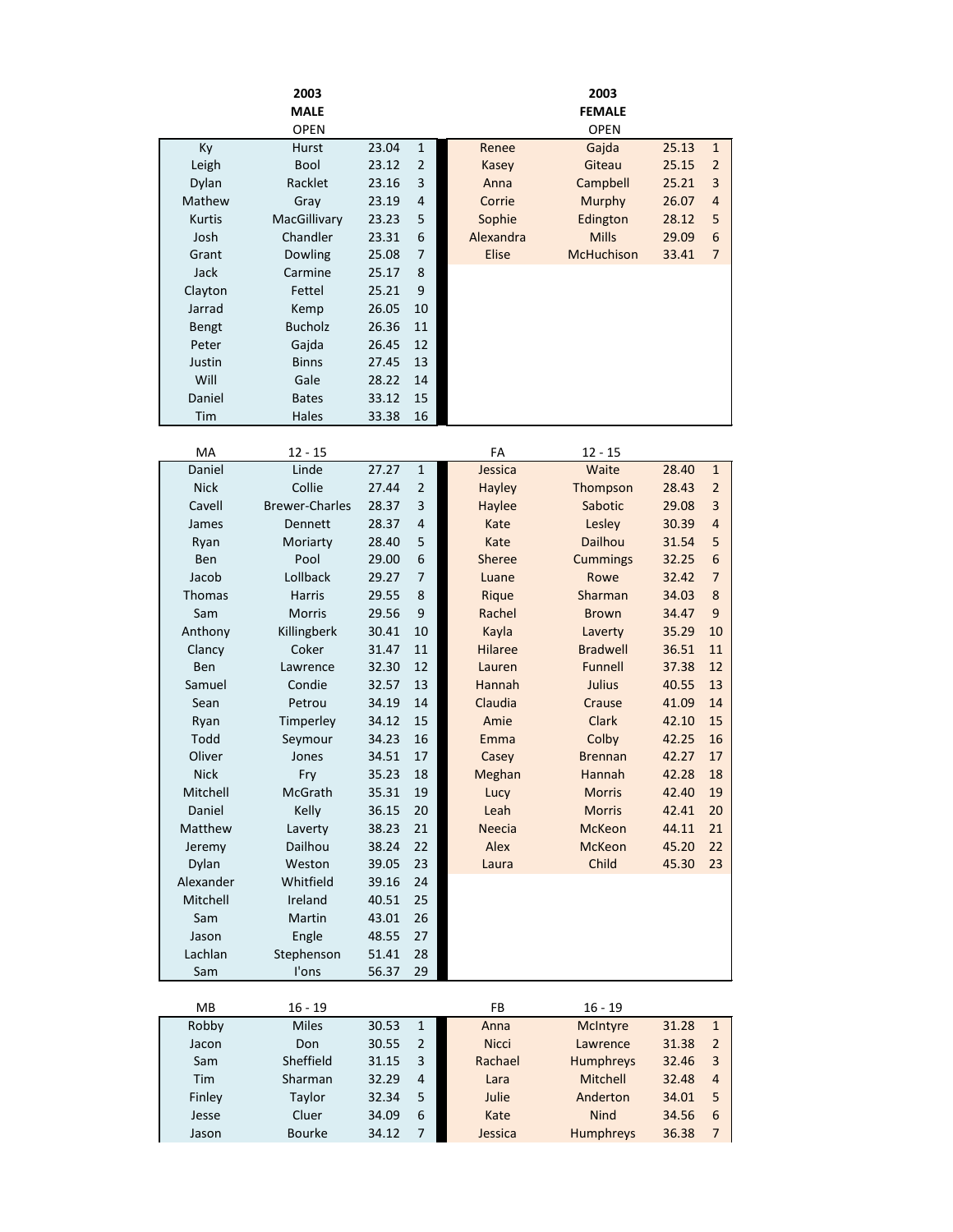## 2003

### MALE — OPEN

| First Name | Surname | Time | Place |
|---|---|---|---|
| Ky | Hurst | 23.04 | 1 |
| Leigh | Bool | 23.12 | 2 |
| Dylan | Racklet | 23.16 | 3 |
| Mathew | Gray | 23.19 | 4 |
| Kurtis | MacGillivary | 23.23 | 5 |
| Josh | Chandler | 23.31 | 6 |
| Grant | Dowling | 25.08 | 7 |
| Jack | Carmine | 25.17 | 8 |
| Clayton | Fettel | 25.21 | 9 |
| Jarrad | Kemp | 26.05 | 10 |
| Bengt | Bucholz | 26.36 | 11 |
| Peter | Gajda | 26.45 | 12 |
| Justin | Binns | 27.45 | 13 |
| Will | Gale | 28.22 | 14 |
| Daniel | Bates | 33.12 | 15 |
| Tim | Hales | 33.38 | 16 |

### FEMALE — OPEN

| First Name | Surname | Time | Place |
|---|---|---|---|
| Renee | Gajda | 25.13 | 1 |
| Kasey | Giteau | 25.15 | 2 |
| Anna | Campbell | 25.21 | 3 |
| Corrie | Murphy | 26.07 | 4 |
| Sophie | Edington | 28.12 | 5 |
| Alexandra | Mills | 29.09 | 6 |
| Elise | McHuchison | 33.41 | 7 |

### MA — 12 - 15

| First Name | Surname | Time | Place |
|---|---|---|---|
| Daniel | Linde | 27.27 | 1 |
| Nick | Collie | 27.44 | 2 |
| Cavell | Brewer-Charles | 28.37 | 3 |
| James | Dennett | 28.37 | 4 |
| Ryan | Moriarty | 28.40 | 5 |
| Ben | Pool | 29.00 | 6 |
| Jacob | Lollback | 29.27 | 7 |
| Thomas | Harris | 29.55 | 8 |
| Sam | Morris | 29.56 | 9 |
| Anthony | Killingberk | 30.41 | 10 |
| Clancy | Coker | 31.47 | 11 |
| Ben | Lawrence | 32.30 | 12 |
| Samuel | Condie | 32.57 | 13 |
| Sean | Petrou | 34.19 | 14 |
| Ryan | Timperley | 34.12 | 15 |
| Todd | Seymour | 34.23 | 16 |
| Oliver | Jones | 34.51 | 17 |
| Nick | Fry | 35.23 | 18 |
| Mitchell | McGrath | 35.31 | 19 |
| Daniel | Kelly | 36.15 | 20 |
| Matthew | Laverty | 38.23 | 21 |
| Jeremy | Dailhou | 38.24 | 22 |
| Dylan | Weston | 39.05 | 23 |
| Alexander | Whitfield | 39.16 | 24 |
| Mitchell | Ireland | 40.51 | 25 |
| Sam | Martin | 43.01 | 26 |
| Jason | Engle | 48.55 | 27 |
| Lachlan | Stephenson | 51.41 | 28 |
| Sam | I'ons | 56.37 | 29 |

### FA — 12 - 15

| First Name | Surname | Time | Place |
|---|---|---|---|
| Jessica | Waite | 28.40 | 1 |
| Hayley | Thompson | 28.43 | 2 |
| Haylee | Sabotic | 29.08 | 3 |
| Kate | Lesley | 30.39 | 4 |
| Kate | Dailhou | 31.54 | 5 |
| Sheree | Cummings | 32.25 | 6 |
| Luane | Rowe | 32.42 | 7 |
| Rique | Sharman | 34.03 | 8 |
| Rachel | Brown | 34.47 | 9 |
| Kayla | Laverty | 35.29 | 10 |
| Hilaree | Bradwell | 36.51 | 11 |
| Lauren | Funnell | 37.38 | 12 |
| Hannah | Julius | 40.55 | 13 |
| Claudia | Crause | 41.09 | 14 |
| Amie | Clark | 42.10 | 15 |
| Emma | Colby | 42.25 | 16 |
| Casey | Brennan | 42.27 | 17 |
| Meghan | Hannah | 42.28 | 18 |
| Lucy | Morris | 42.40 | 19 |
| Leah | Morris | 42.41 | 20 |
| Neecia | McKeon | 44.11 | 21 |
| Alex | McKeon | 45.20 | 22 |
| Laura | Child | 45.30 | 23 |

### MB — 16 - 19

| First Name | Surname | Time | Place |
|---|---|---|---|
| Robby | Miles | 30.53 | 1 |
| Jacon | Don | 30.55 | 2 |
| Sam | Sheffield | 31.15 | 3 |
| Tim | Sharman | 32.29 | 4 |
| Finley | Taylor | 32.34 | 5 |
| Jesse | Cluer | 34.09 | 6 |
| Jason | Bourke | 34.12 | 7 |

### FB — 16 - 19

| First Name | Surname | Time | Place |
|---|---|---|---|
| Anna | McIntyre | 31.28 | 1 |
| Nicci | Lawrence | 31.38 | 2 |
| Rachael | Humphreys | 32.46 | 3 |
| Lara | Mitchell | 32.48 | 4 |
| Julie | Anderton | 34.01 | 5 |
| Kate | Nind | 34.56 | 6 |
| Jessica | Humphreys | 36.38 | 7 |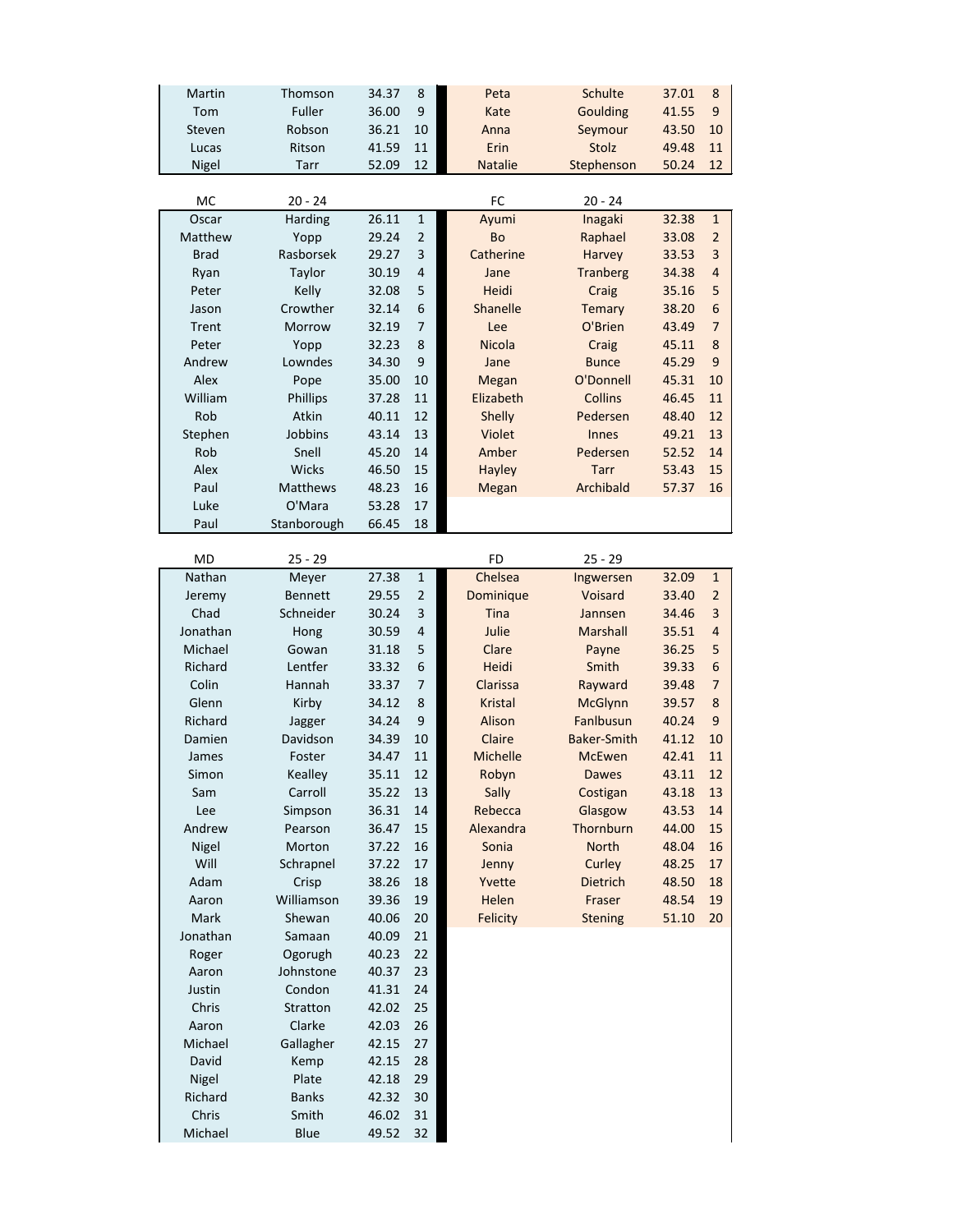| | | | | | | | |
|---|---|---|---|---|---|---|---|
| Martin | Thomson | 34.37 | 8 | Peta | Schulte | 37.01 | 8 |
| Tom | Fuller | 36.00 | 9 | Kate | Goulding | 41.55 | 9 |
| Steven | Robson | 36.21 | 10 | Anna | Seymour | 43.50 | 10 |
| Lucas | Ritson | 41.59 | 11 | Erin | Stolz | 49.48 | 11 |
| Nigel | Tarr | 52.09 | 12 | Natalie | Stephenson | 50.24 | 12 |

| MC | 20 - 24 | | | FC | 20 - 24 | | |
|---|---|---|---|---|---|---|---|
| Oscar | Harding | 26.11 | 1 | Ayumi | Inagaki | 32.38 | 1 |
| Matthew | Yopp | 29.24 | 2 | Bo | Raphael | 33.08 | 2 |
| Brad | Rasborsek | 29.27 | 3 | Catherine | Harvey | 33.53 | 3 |
| Ryan | Taylor | 30.19 | 4 | Jane | Tranberg | 34.38 | 4 |
| Peter | Kelly | 32.08 | 5 | Heidi | Craig | 35.16 | 5 |
| Jason | Crowther | 32.14 | 6 | Shanelle | Temary | 38.20 | 6 |
| Trent | Morrow | 32.19 | 7 | Lee | O'Brien | 43.49 | 7 |
| Peter | Yopp | 32.23 | 8 | Nicola | Craig | 45.11 | 8 |
| Andrew | Lowndes | 34.30 | 9 | Jane | Bunce | 45.29 | 9 |
| Alex | Pope | 35.00 | 10 | Megan | O'Donnell | 45.31 | 10 |
| William | Phillips | 37.28 | 11 | Elizabeth | Collins | 46.45 | 11 |
| Rob | Atkin | 40.11 | 12 | Shelly | Pedersen | 48.40 | 12 |
| Stephen | Jobbins | 43.14 | 13 | Violet | Innes | 49.21 | 13 |
| Rob | Snell | 45.20 | 14 | Amber | Pedersen | 52.52 | 14 |
| Alex | Wicks | 46.50 | 15 | Hayley | Tarr | 53.43 | 15 |
| Paul | Matthews | 48.23 | 16 | Megan | Archibald | 57.37 | 16 |
| Luke | O'Mara | 53.28 | 17 | | | | |
| Paul | Stanborough | 66.45 | 18 | | | | |

| MD | 25 - 29 | | | FD | 25 - 29 | | |
|---|---|---|---|---|---|---|---|
| Nathan | Meyer | 27.38 | 1 | Chelsea | Ingwersen | 32.09 | 1 |
| Jeremy | Bennett | 29.55 | 2 | Dominique | Voisard | 33.40 | 2 |
| Chad | Schneider | 30.24 | 3 | Tina | Jannsen | 34.46 | 3 |
| Jonathan | Hong | 30.59 | 4 | Julie | Marshall | 35.51 | 4 |
| Michael | Gowan | 31.18 | 5 | Clare | Payne | 36.25 | 5 |
| Richard | Lentfer | 33.32 | 6 | Heidi | Smith | 39.33 | 6 |
| Colin | Hannah | 33.37 | 7 | Clarissa | Rayward | 39.48 | 7 |
| Glenn | Kirby | 34.12 | 8 | Kristal | McGlynn | 39.57 | 8 |
| Richard | Jagger | 34.24 | 9 | Alison | Fanlbusun | 40.24 | 9 |
| Damien | Davidson | 34.39 | 10 | Claire | Baker-Smith | 41.12 | 10 |
| James | Foster | 34.47 | 11 | Michelle | McEwen | 42.41 | 11 |
| Simon | Kealley | 35.11 | 12 | Robyn | Dawes | 43.11 | 12 |
| Sam | Carroll | 35.22 | 13 | Sally | Costigan | 43.18 | 13 |
| Lee | Simpson | 36.31 | 14 | Rebecca | Glasgow | 43.53 | 14 |
| Andrew | Pearson | 36.47 | 15 | Alexandra | Thornburn | 44.00 | 15 |
| Nigel | Morton | 37.22 | 16 | Sonia | North | 48.04 | 16 |
| Will | Schrapnel | 37.22 | 17 | Jenny | Curley | 48.25 | 17 |
| Adam | Crisp | 38.26 | 18 | Yvette | Dietrich | 48.50 | 18 |
| Aaron | Williamson | 39.36 | 19 | Helen | Fraser | 48.54 | 19 |
| Mark | Shewan | 40.06 | 20 | Felicity | Stening | 51.10 | 20 |
| Jonathan | Samaan | 40.09 | 21 | | | | |
| Roger | Ogorugh | 40.23 | 22 | | | | |
| Aaron | Johnstone | 40.37 | 23 | | | | |
| Justin | Condon | 41.31 | 24 | | | | |
| Chris | Stratton | 42.02 | 25 | | | | |
| Aaron | Clarke | 42.03 | 26 | | | | |
| Michael | Gallagher | 42.15 | 27 | | | | |
| David | Kemp | 42.15 | 28 | | | | |
| Nigel | Plate | 42.18 | 29 | | | | |
| Richard | Banks | 42.32 | 30 | | | | |
| Chris | Smith | 46.02 | 31 | | | | |
| Michael | Blue | 49.52 | 32 | | | | |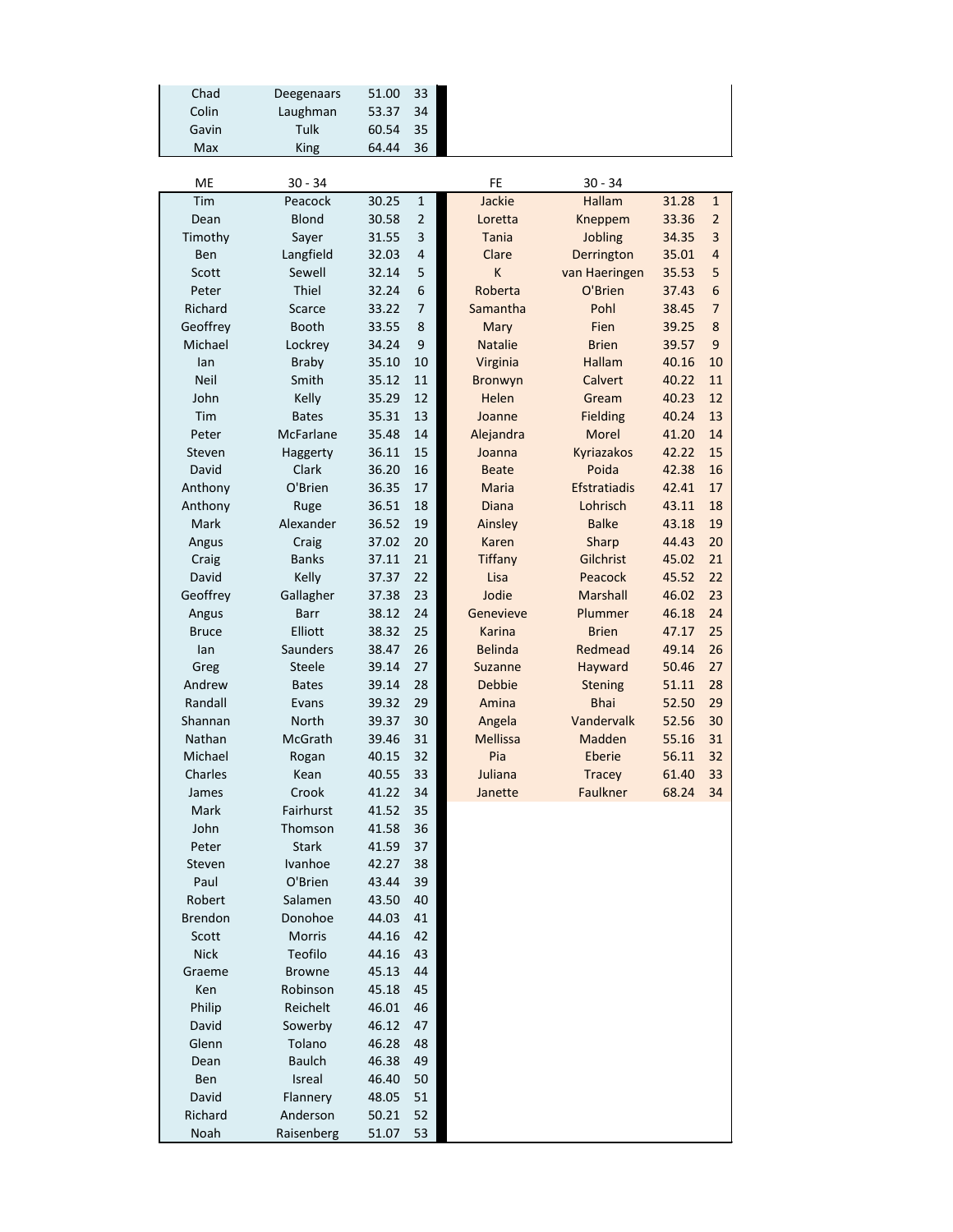| | | | |
|---|---|---|---|
| Chad | Deegenaars | 51.00 | 33 |
| Colin | Laughman | 53.37 | 34 |
| Gavin | Tulk | 60.54 | 35 |
| Max | King | 64.44 | 36 |

| ME | 30 - 34 | | | FE | 30 - 34 | | |
|---|---|---|---|---|---|---|---|
| Tim | Peacock | 30.25 | 1 | Jackie | Hallam | 31.28 | 1 |
| Dean | Blond | 30.58 | 2 | Loretta | Kneppem | 33.36 | 2 |
| Timothy | Sayer | 31.55 | 3 | Tania | Jobling | 34.35 | 3 |
| Ben | Langfield | 32.03 | 4 | Clare | Derrington | 35.01 | 4 |
| Scott | Sewell | 32.14 | 5 | K | van Haeringen | 35.53 | 5 |
| Peter | Thiel | 32.24 | 6 | Roberta | O'Brien | 37.43 | 6 |
| Richard | Scarce | 33.22 | 7 | Samantha | Pohl | 38.45 | 7 |
| Geoffrey | Booth | 33.55 | 8 | Mary | Fien | 39.25 | 8 |
| Michael | Lockrey | 34.24 | 9 | Natalie | Brien | 39.57 | 9 |
| Ian | Braby | 35.10 | 10 | Virginia | Hallam | 40.16 | 10 |
| Neil | Smith | 35.12 | 11 | Bronwyn | Calvert | 40.22 | 11 |
| John | Kelly | 35.29 | 12 | Helen | Gream | 40.23 | 12 |
| Tim | Bates | 35.31 | 13 | Joanne | Fielding | 40.24 | 13 |
| Peter | McFarlane | 35.48 | 14 | Alejandra | Morel | 41.20 | 14 |
| Steven | Haggerty | 36.11 | 15 | Joanna | Kyriazakos | 42.22 | 15 |
| David | Clark | 36.20 | 16 | Beate | Poida | 42.38 | 16 |
| Anthony | O'Brien | 36.35 | 17 | Maria | Efstratiadis | 42.41 | 17 |
| Anthony | Ruge | 36.51 | 18 | Diana | Lohrisch | 43.11 | 18 |
| Mark | Alexander | 36.52 | 19 | Ainsley | Balke | 43.18 | 19 |
| Angus | Craig | 37.02 | 20 | Karen | Sharp | 44.43 | 20 |
| Craig | Banks | 37.11 | 21 | Tiffany | Gilchrist | 45.02 | 21 |
| David | Kelly | 37.37 | 22 | Lisa | Peacock | 45.52 | 22 |
| Geoffrey | Gallagher | 37.38 | 23 | Jodie | Marshall | 46.02 | 23 |
| Angus | Barr | 38.12 | 24 | Genevieve | Plummer | 46.18 | 24 |
| Bruce | Elliott | 38.32 | 25 | Karina | Brien | 47.17 | 25 |
| Ian | Saunders | 38.47 | 26 | Belinda | Redmead | 49.14 | 26 |
| Greg | Steele | 39.14 | 27 | Suzanne | Hayward | 50.46 | 27 |
| Andrew | Bates | 39.14 | 28 | Debbie | Stening | 51.11 | 28 |
| Randall | Evans | 39.32 | 29 | Amina | Bhai | 52.50 | 29 |
| Shannan | North | 39.37 | 30 | Angela | Vandervalk | 52.56 | 30 |
| Nathan | McGrath | 39.46 | 31 | Mellissa | Madden | 55.16 | 31 |
| Michael | Rogan | 40.15 | 32 | Pia | Eberie | 56.11 | 32 |
| Charles | Kean | 40.55 | 33 | Juliana | Tracey | 61.40 | 33 |
| James | Crook | 41.22 | 34 | Janette | Faulkner | 68.24 | 34 |
| Mark | Fairhurst | 41.52 | 35 | | | | |
| John | Thomson | 41.58 | 36 | | | | |
| Peter | Stark | 41.59 | 37 | | | | |
| Steven | Ivanhoe | 42.27 | 38 | | | | |
| Paul | O'Brien | 43.44 | 39 | | | | |
| Robert | Salamen | 43.50 | 40 | | | | |
| Brendon | Donohoe | 44.03 | 41 | | | | |
| Scott | Morris | 44.16 | 42 | | | | |
| Nick | Teofilo | 44.16 | 43 | | | | |
| Graeme | Browne | 45.13 | 44 | | | | |
| Ken | Robinson | 45.18 | 45 | | | | |
| Philip | Reichelt | 46.01 | 46 | | | | |
| David | Sowerby | 46.12 | 47 | | | | |
| Glenn | Tolano | 46.28 | 48 | | | | |
| Dean | Baulch | 46.38 | 49 | | | | |
| Ben | Isreal | 46.40 | 50 | | | | |
| David | Flannery | 48.05 | 51 | | | | |
| Richard | Anderson | 50.21 | 52 | | | | |
| Noah | Raisenberg | 51.07 | 53 | | | | |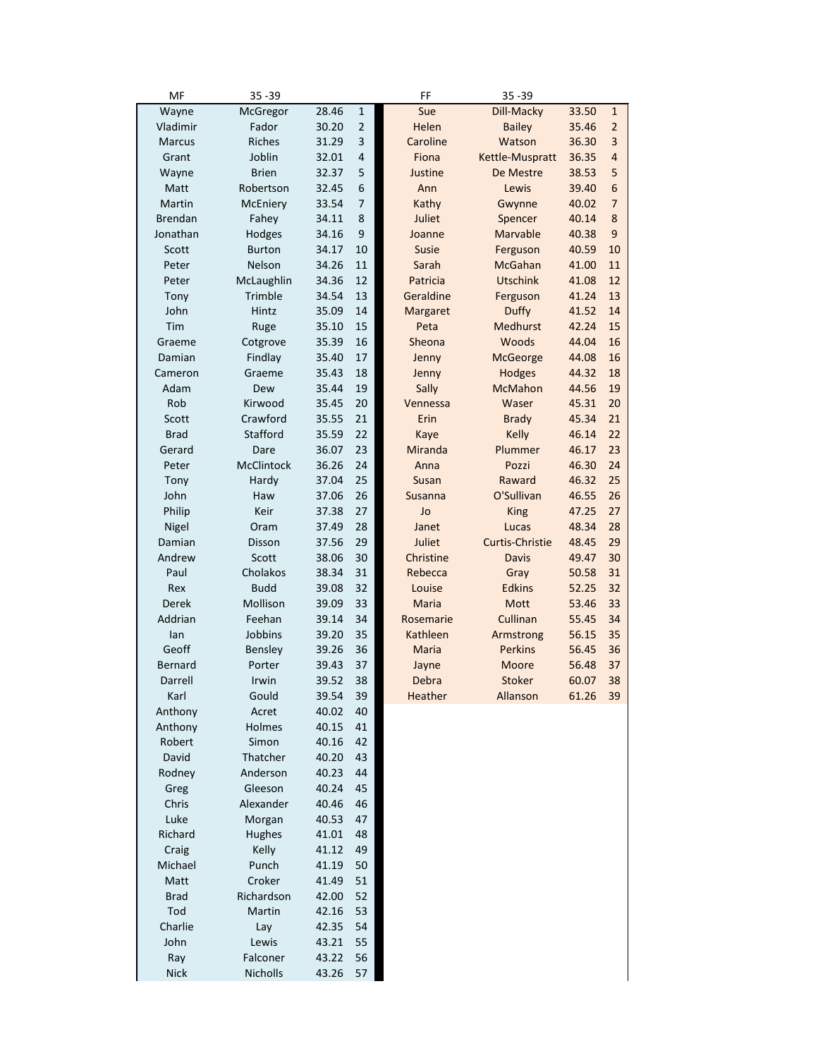| MF | 35 -39 | | | FF | 35 -39 | | |
|---|---|---|---|---|---|---|---|
| Wayne | McGregor | 28.46 | 1 | Sue | Dill-Macky | 33.50 | 1 |
| Vladimir | Fador | 30.20 | 2 | Helen | Bailey | 35.46 | 2 |
| Marcus | Riches | 31.29 | 3 | Caroline | Watson | 36.30 | 3 |
| Grant | Joblin | 32.01 | 4 | Fiona | Kettle-Muspratt | 36.35 | 4 |
| Wayne | Brien | 32.37 | 5 | Justine | De Mestre | 38.53 | 5 |
| Matt | Robertson | 32.45 | 6 | Ann | Lewis | 39.40 | 6 |
| Martin | McEniery | 33.54 | 7 | Kathy | Gwynne | 40.02 | 7 |
| Brendan | Fahey | 34.11 | 8 | Juliet | Spencer | 40.14 | 8 |
| Jonathan | Hodges | 34.16 | 9 | Joanne | Marvable | 40.38 | 9 |
| Scott | Burton | 34.17 | 10 | Susie | Ferguson | 40.59 | 10 |
| Peter | Nelson | 34.26 | 11 | Sarah | McGahan | 41.00 | 11 |
| Peter | McLaughlin | 34.36 | 12 | Patricia | Utschink | 41.08 | 12 |
| Tony | Trimble | 34.54 | 13 | Geraldine | Ferguson | 41.24 | 13 |
| John | Hintz | 35.09 | 14 | Margaret | Duffy | 41.52 | 14 |
| Tim | Ruge | 35.10 | 15 | Peta | Medhurst | 42.24 | 15 |
| Graeme | Cotgrove | 35.39 | 16 | Sheona | Woods | 44.04 | 16 |
| Damian | Findlay | 35.40 | 17 | Jenny | McGeorge | 44.08 | 16 |
| Cameron | Graeme | 35.43 | 18 | Jenny | Hodges | 44.32 | 18 |
| Adam | Dew | 35.44 | 19 | Sally | McMahon | 44.56 | 19 |
| Rob | Kirwood | 35.45 | 20 | Vennessa | Waser | 45.31 | 20 |
| Scott | Crawford | 35.55 | 21 | Erin | Brady | 45.34 | 21 |
| Brad | Stafford | 35.59 | 22 | Kaye | Kelly | 46.14 | 22 |
| Gerard | Dare | 36.07 | 23 | Miranda | Plummer | 46.17 | 23 |
| Peter | McClintock | 36.26 | 24 | Anna | Pozzi | 46.30 | 24 |
| Tony | Hardy | 37.04 | 25 | Susan | Raward | 46.32 | 25 |
| John | Haw | 37.06 | 26 | Susanna | O'Sullivan | 46.55 | 26 |
| Philip | Keir | 37.38 | 27 | Jo | King | 47.25 | 27 |
| Nigel | Oram | 37.49 | 28 | Janet | Lucas | 48.34 | 28 |
| Damian | Disson | 37.56 | 29 | Juliet | Curtis-Christie | 48.45 | 29 |
| Andrew | Scott | 38.06 | 30 | Christine | Davis | 49.47 | 30 |
| Paul | Cholakos | 38.34 | 31 | Rebecca | Gray | 50.58 | 31 |
| Rex | Budd | 39.08 | 32 | Louise | Edkins | 52.25 | 32 |
| Derek | Mollison | 39.09 | 33 | Maria | Mott | 53.46 | 33 |
| Addrian | Feehan | 39.14 | 34 | Rosemarie | Cullinan | 55.45 | 34 |
| Ian | Jobbins | 39.20 | 35 | Kathleen | Armstrong | 56.15 | 35 |
| Geoff | Bensley | 39.26 | 36 | Maria | Perkins | 56.45 | 36 |
| Bernard | Porter | 39.43 | 37 | Jayne | Moore | 56.48 | 37 |
| Darrell | Irwin | 39.52 | 38 | Debra | Stoker | 60.07 | 38 |
| Karl | Gould | 39.54 | 39 | Heather | Allanson | 61.26 | 39 |
| Anthony | Acret | 40.02 | 40 | | | | |
| Anthony | Holmes | 40.15 | 41 | | | | |
| Robert | Simon | 40.16 | 42 | | | | |
| David | Thatcher | 40.20 | 43 | | | | |
| Rodney | Anderson | 40.23 | 44 | | | | |
| Greg | Gleeson | 40.24 | 45 | | | | |
| Chris | Alexander | 40.46 | 46 | | | | |
| Luke | Morgan | 40.53 | 47 | | | | |
| Richard | Hughes | 41.01 | 48 | | | | |
| Craig | Kelly | 41.12 | 49 | | | | |
| Michael | Punch | 41.19 | 50 | | | | |
| Matt | Croker | 41.49 | 51 | | | | |
| Brad | Richardson | 42.00 | 52 | | | | |
| Tod | Martin | 42.16 | 53 | | | | |
| Charlie | Lay | 42.35 | 54 | | | | |
| John | Lewis | 43.21 | 55 | | | | |
| Ray | Falconer | 43.22 | 56 | | | | |
| Nick | Nicholls | 43.26 | 57 | | | | |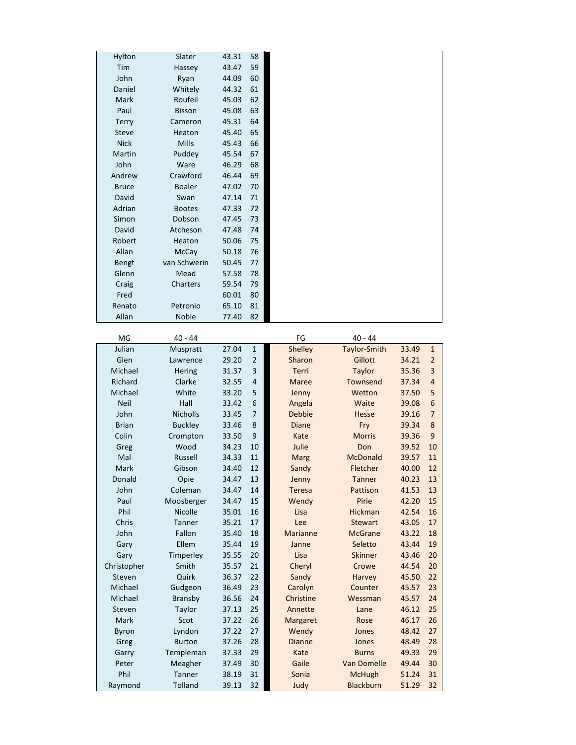| | | | |
|---|---|---|---|
| Hylton | Slater | 43.31 | 58 |
| Tim | Hassey | 43.47 | 59 |
| John | Ryan | 44.09 | 60 |
| Daniel | Whitely | 44.32 | 61 |
| Mark | Roufeil | 45.03 | 62 |
| Paul | Bisson | 45.08 | 63 |
| Terry | Cameron | 45.31 | 64 |
| Steve | Heaton | 45.40 | 65 |
| Nick | Mills | 45.43 | 66 |
| Martin | Puddey | 45.54 | 67 |
| John | Ware | 46.29 | 68 |
| Andrew | Crawford | 46.44 | 69 |
| Bruce | Boaler | 47.02 | 70 |
| David | Swan | 47.14 | 71 |
| Adrian | Bootes | 47.33 | 72 |
| Simon | Dobson | 47.45 | 73 |
| David | Atcheson | 47.48 | 74 |
| Robert | Heaton | 50.06 | 75 |
| Allan | McCay | 50.18 | 76 |
| Bengt | van Schwerin | 50.45 | 77 |
| Glenn | Mead | 57.58 | 78 |
| Craig | Charters | 59.54 | 79 |
| Fred | | 60.01 | 80 |
| Renato | Petronio | 65.10 | 81 |
| Allan | Noble | 77.40 | 82 |

| MG | 40 - 44 | | | FG | 40 - 44 | | |
|---|---|---|---|---|---|---|---|
| Julian | Muspratt | 27.04 | 1 | Shelley | Taylor-Smith | 33.49 | 1 |
| Glen | Lawrence | 29.20 | 2 | Sharon | Gillott | 34.21 | 2 |
| Michael | Hering | 31.37 | 3 | Terri | Taylor | 35.36 | 3 |
| Richard | Clarke | 32.55 | 4 | Maree | Townsend | 37.34 | 4 |
| Michael | White | 33.20 | 5 | Jenny | Wetton | 37.50 | 5 |
| Neil | Hall | 33.42 | 6 | Angela | Waite | 39.08 | 6 |
| John | Nicholls | 33.45 | 7 | Debbie | Hesse | 39.16 | 7 |
| Brian | Buckley | 33.46 | 8 | Diane | Fry | 39.34 | 8 |
| Colin | Crompton | 33.50 | 9 | Kate | Morris | 39.36 | 9 |
| Greg | Wood | 34.23 | 10 | Julie | Don | 39.52 | 10 |
| Mal | Russell | 34.33 | 11 | Marg | McDonald | 39.57 | 11 |
| Mark | Gibson | 34.40 | 12 | Sandy | Fletcher | 40.00 | 12 |
| Donald | Opie | 34.47 | 13 | Jenny | Tanner | 40.23 | 13 |
| John | Coleman | 34.47 | 14 | Teresa | Pattison | 41.53 | 13 |
| Paul | Moosberger | 34.47 | 15 | Wendy | Pirie | 42.20 | 15 |
| Phil | Nicolle | 35.01 | 16 | Lisa | Hickman | 42.54 | 16 |
| Chris | Tanner | 35.21 | 17 | Lee | Stewart | 43.05 | 17 |
| John | Fallon | 35.40 | 18 | Marianne | McGrane | 43.22 | 18 |
| Gary | Ellem | 35.44 | 19 | Janne | Seletto | 43.44 | 19 |
| Gary | Timperley | 35.55 | 20 | Lisa | Skinner | 43.46 | 20 |
| Christopher | Smith | 35.57 | 21 | Cheryl | Crowe | 44.54 | 20 |
| Steven | Quirk | 36.37 | 22 | Sandy | Harvey | 45.50 | 22 |
| Michael | Gudgeon | 36.49 | 23 | Carolyn | Counter | 45.57 | 23 |
| Michael | Bransby | 36.56 | 24 | Christine | Wessman | 45.57 | 24 |
| Steven | Taylor | 37.13 | 25 | Annette | Lane | 46.12 | 25 |
| Mark | Scot | 37.22 | 26 | Margaret | Rose | 46.17 | 26 |
| Byron | Lyndon | 37.22 | 27 | Wendy | Jones | 48.42 | 27 |
| Greg | Burton | 37.26 | 28 | Dianne | Jones | 48.49 | 28 |
| Garry | Templeman | 37.33 | 29 | Kate | Burns | 49.33 | 29 |
| Peter | Meagher | 37.49 | 30 | Gaile | Van Domelle | 49.44 | 30 |
| Phil | Tanner | 38.19 | 31 | Sonia | McHugh | 51.24 | 31 |
| Raymond | Tolland | 39.13 | 32 | Judy | Blackburn | 51.29 | 32 |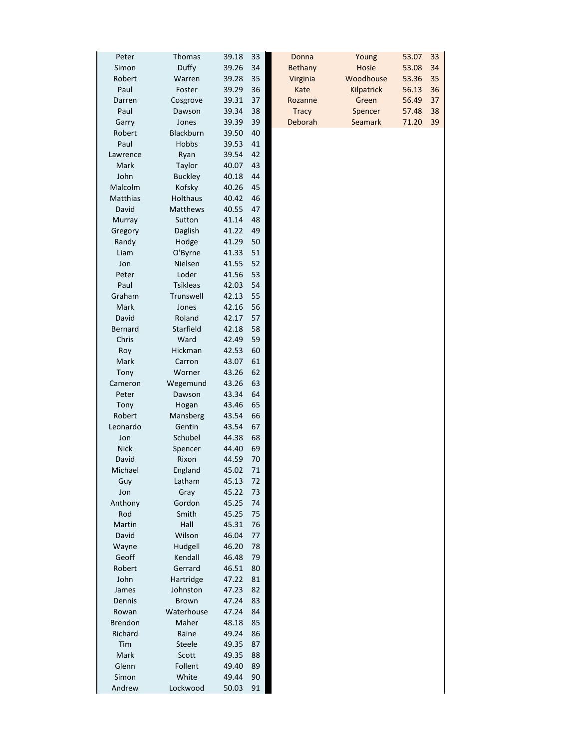| | | | |
|---|---|---|---|
| Peter | Thomas | 39.18 | 33 |
| Simon | Duffy | 39.26 | 34 |
| Robert | Warren | 39.28 | 35 |
| Paul | Foster | 39.29 | 36 |
| Darren | Cosgrove | 39.31 | 37 |
| Paul | Dawson | 39.34 | 38 |
| Garry | Jones | 39.39 | 39 |
| Robert | Blackburn | 39.50 | 40 |
| Paul | Hobbs | 39.53 | 41 |
| Lawrence | Ryan | 39.54 | 42 |
| Mark | Taylor | 40.07 | 43 |
| John | Buckley | 40.18 | 44 |
| Malcolm | Kofsky | 40.26 | 45 |
| Matthias | Holthaus | 40.42 | 46 |
| David | Matthews | 40.55 | 47 |
| Murray | Sutton | 41.14 | 48 |
| Gregory | Daglish | 41.22 | 49 |
| Randy | Hodge | 41.29 | 50 |
| Liam | O'Byrne | 41.33 | 51 |
| Jon | Nielsen | 41.55 | 52 |
| Peter | Loder | 41.56 | 53 |
| Paul | Tsikleas | 42.03 | 54 |
| Graham | Trunswell | 42.13 | 55 |
| Mark | Jones | 42.16 | 56 |
| David | Roland | 42.17 | 57 |
| Bernard | Starfield | 42.18 | 58 |
| Chris | Ward | 42.49 | 59 |
| Roy | Hickman | 42.53 | 60 |
| Mark | Carron | 43.07 | 61 |
| Tony | Worner | 43.26 | 62 |
| Cameron | Wegemund | 43.26 | 63 |
| Peter | Dawson | 43.34 | 64 |
| Tony | Hogan | 43.46 | 65 |
| Robert | Mansberg | 43.54 | 66 |
| Leonardo | Gentin | 43.54 | 67 |
| Jon | Schubel | 44.38 | 68 |
| Nick | Spencer | 44.40 | 69 |
| David | Rixon | 44.59 | 70 |
| Michael | England | 45.02 | 71 |
| Guy | Latham | 45.13 | 72 |
| Jon | Gray | 45.22 | 73 |
| Anthony | Gordon | 45.25 | 74 |
| Rod | Smith | 45.25 | 75 |
| Martin | Hall | 45.31 | 76 |
| David | Wilson | 46.04 | 77 |
| Wayne | Hudgell | 46.20 | 78 |
| Geoff | Kendall | 46.48 | 79 |
| Robert | Gerrard | 46.51 | 80 |
| John | Hartridge | 47.22 | 81 |
| James | Johnston | 47.23 | 82 |
| Dennis | Brown | 47.24 | 83 |
| Rowan | Waterhouse | 47.24 | 84 |
| Brendon | Maher | 48.18 | 85 |
| Richard | Raine | 49.24 | 86 |
| Tim | Steele | 49.35 | 87 |
| Mark | Scott | 49.35 | 88 |
| Glenn | Follent | 49.40 | 89 |
| Simon | White | 49.44 | 90 |
| Andrew | Lockwood | 50.03 | 91 |

| | | | |
|---|---|---|---|
| Donna | Young | 53.07 | 33 |
| Bethany | Hosie | 53.08 | 34 |
| Virginia | Woodhouse | 53.36 | 35 |
| Kate | Kilpatrick | 56.13 | 36 |
| Rozanne | Green | 56.49 | 37 |
| Tracy | Spencer | 57.48 | 38 |
| Deborah | Seamark | 71.20 | 39 |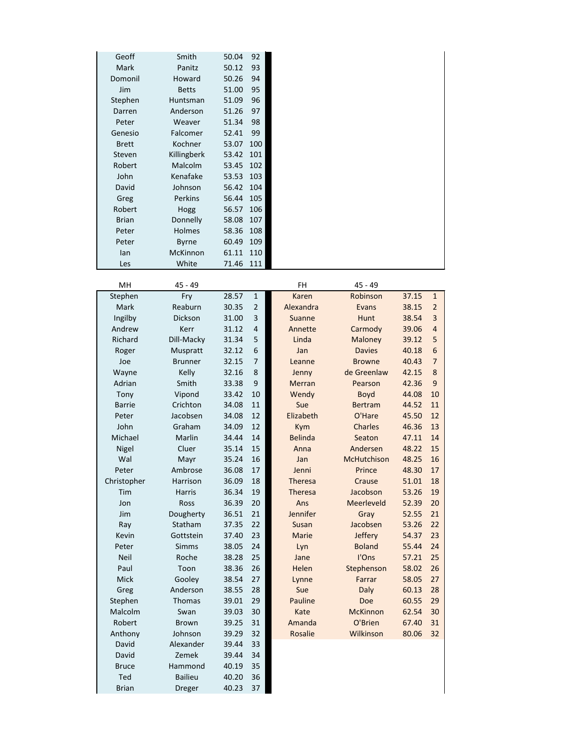| | | | |
|---|---|---|---|
| Geoff | Smith | 50.04 | 92 |
| Mark | Panitz | 50.12 | 93 |
| Domonil | Howard | 50.26 | 94 |
| Jim | Betts | 51.00 | 95 |
| Stephen | Huntsman | 51.09 | 96 |
| Darren | Anderson | 51.26 | 97 |
| Peter | Weaver | 51.34 | 98 |
| Genesio | Falcomer | 52.41 | 99 |
| Brett | Kochner | 53.07 | 100 |
| Steven | Killingberk | 53.42 | 101 |
| Robert | Malcolm | 53.45 | 102 |
| John | Kenafake | 53.53 | 103 |
| David | Johnson | 56.42 | 104 |
| Greg | Perkins | 56.44 | 105 |
| Robert | Hogg | 56.57 | 106 |
| Brian | Donnelly | 58.08 | 107 |
| Peter | Holmes | 58.36 | 108 |
| Peter | Byrne | 60.49 | 109 |
| Ian | McKinnon | 61.11 | 110 |
| Les | White | 71.46 | 111 |

| MH | 45 - 49 | | |
|---|---|---|---|
| Stephen | Fry | 28.57 | 1 |
| Mark | Reaburn | 30.35 | 2 |
| Ingilby | Dickson | 31.00 | 3 |
| Andrew | Kerr | 31.12 | 4 |
| Richard | Dill-Macky | 31.34 | 5 |
| Roger | Muspratt | 32.12 | 6 |
| Joe | Brunner | 32.15 | 7 |
| Wayne | Kelly | 32.16 | 8 |
| Adrian | Smith | 33.38 | 9 |
| Tony | Vipond | 33.42 | 10 |
| Barrie | Crichton | 34.08 | 11 |
| Peter | Jacobsen | 34.08 | 12 |
| John | Graham | 34.09 | 12 |
| Michael | Marlin | 34.44 | 14 |
| Nigel | Cluer | 35.14 | 15 |
| Wal | Mayr | 35.24 | 16 |
| Peter | Ambrose | 36.08 | 17 |
| Christopher | Harrison | 36.09 | 18 |
| Tim | Harris | 36.34 | 19 |
| Jon | Ross | 36.39 | 20 |
| Jim | Dougherty | 36.51 | 21 |
| Ray | Statham | 37.35 | 22 |
| Kevin | Gottstein | 37.40 | 23 |
| Peter | Simms | 38.05 | 24 |
| Neil | Roche | 38.28 | 25 |
| Paul | Toon | 38.36 | 26 |
| Mick | Gooley | 38.54 | 27 |
| Greg | Anderson | 38.55 | 28 |
| Stephen | Thomas | 39.01 | 29 |
| Malcolm | Swan | 39.03 | 30 |
| Robert | Brown | 39.25 | 31 |
| Anthony | Johnson | 39.29 | 32 |
| David | Alexander | 39.44 | 33 |
| David | Zemek | 39.44 | 34 |
| Bruce | Hammond | 40.19 | 35 |
| Ted | Bailieu | 40.20 | 36 |
| Brian | Dreger | 40.23 | 37 |

| FH | 45 - 49 | | |
|---|---|---|---|
| Karen | Robinson | 37.15 | 1 |
| Alexandra | Evans | 38.15 | 2 |
| Suanne | Hunt | 38.54 | 3 |
| Annette | Carmody | 39.06 | 4 |
| Linda | Maloney | 39.12 | 5 |
| Jan | Davies | 40.18 | 6 |
| Leanne | Browne | 40.43 | 7 |
| Jenny | de Greenlaw | 42.15 | 8 |
| Merran | Pearson | 42.36 | 9 |
| Wendy | Boyd | 44.08 | 10 |
| Sue | Bertram | 44.52 | 11 |
| Elizabeth | O'Hare | 45.50 | 12 |
| Kym | Charles | 46.36 | 13 |
| Belinda | Seaton | 47.11 | 14 |
| Anna | Andersen | 48.22 | 15 |
| Jan | McHutchison | 48.25 | 16 |
| Jenni | Prince | 48.30 | 17 |
| Theresa | Crause | 51.01 | 18 |
| Theresa | Jacobson | 53.26 | 19 |
| Ans | Meerleveld | 52.39 | 20 |
| Jennifer | Gray | 52.55 | 21 |
| Susan | Jacobsen | 53.26 | 22 |
| Marie | Jeffery | 54.37 | 23 |
| Lyn | Boland | 55.44 | 24 |
| Jane | I'Ons | 57.21 | 25 |
| Helen | Stephenson | 58.02 | 26 |
| Lynne | Farrar | 58.05 | 27 |
| Sue | Daly | 60.13 | 28 |
| Pauline | Doe | 60.55 | 29 |
| Kate | McKinnon | 62.54 | 30 |
| Amanda | O'Brien | 67.40 | 31 |
| Rosalie | Wilkinson | 80.06 | 32 |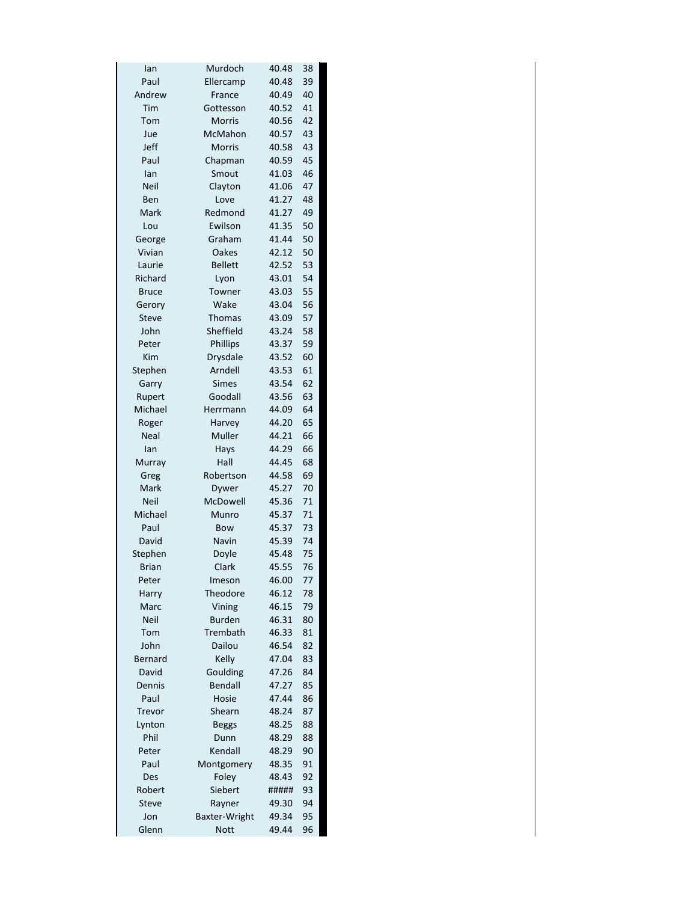| | | | |
|---|---|---|---|
| Ian | Murdoch | 40.48 | 38 |
| Paul | Ellercamp | 40.48 | 39 |
| Andrew | France | 40.49 | 40 |
| Tim | Gottesson | 40.52 | 41 |
| Tom | Morris | 40.56 | 42 |
| Jue | McMahon | 40.57 | 43 |
| Jeff | Morris | 40.58 | 43 |
| Paul | Chapman | 40.59 | 45 |
| Ian | Smout | 41.03 | 46 |
| Neil | Clayton | 41.06 | 47 |
| Ben | Love | 41.27 | 48 |
| Mark | Redmond | 41.27 | 49 |
| Lou | Ewilson | 41.35 | 50 |
| George | Graham | 41.44 | 50 |
| Vivian | Oakes | 42.12 | 50 |
| Laurie | Bellett | 42.52 | 53 |
| Richard | Lyon | 43.01 | 54 |
| Bruce | Towner | 43.03 | 55 |
| Gerory | Wake | 43.04 | 56 |
| Steve | Thomas | 43.09 | 57 |
| John | Sheffield | 43.24 | 58 |
| Peter | Phillips | 43.37 | 59 |
| Kim | Drysdale | 43.52 | 60 |
| Stephen | Arndell | 43.53 | 61 |
| Garry | Simes | 43.54 | 62 |
| Rupert | Goodall | 43.56 | 63 |
| Michael | Herrmann | 44.09 | 64 |
| Roger | Harvey | 44.20 | 65 |
| Neal | Muller | 44.21 | 66 |
| Ian | Hays | 44.29 | 66 |
| Murray | Hall | 44.45 | 68 |
| Greg | Robertson | 44.58 | 69 |
| Mark | Dywer | 45.27 | 70 |
| Neil | McDowell | 45.36 | 71 |
| Michael | Munro | 45.37 | 71 |
| Paul | Bow | 45.37 | 73 |
| David | Navin | 45.39 | 74 |
| Stephen | Doyle | 45.48 | 75 |
| Brian | Clark | 45.55 | 76 |
| Peter | Imeson | 46.00 | 77 |
| Harry | Theodore | 46.12 | 78 |
| Marc | Vining | 46.15 | 79 |
| Neil | Burden | 46.31 | 80 |
| Tom | Trembath | 46.33 | 81 |
| John | Dailou | 46.54 | 82 |
| Bernard | Kelly | 47.04 | 83 |
| David | Goulding | 47.26 | 84 |
| Dennis | Bendall | 47.27 | 85 |
| Paul | Hosie | 47.44 | 86 |
| Trevor | Shearn | 48.24 | 87 |
| Lynton | Beggs | 48.25 | 88 |
| Phil | Dunn | 48.29 | 88 |
| Peter | Kendall | 48.29 | 90 |
| Paul | Montgomery | 48.35 | 91 |
| Des | Foley | 48.43 | 92 |
| Robert | Siebert | ##### | 93 |
| Steve | Rayner | 49.30 | 94 |
| Jon | Baxter-Wright | 49.34 | 95 |
| Glenn | Nott | 49.44 | 96 |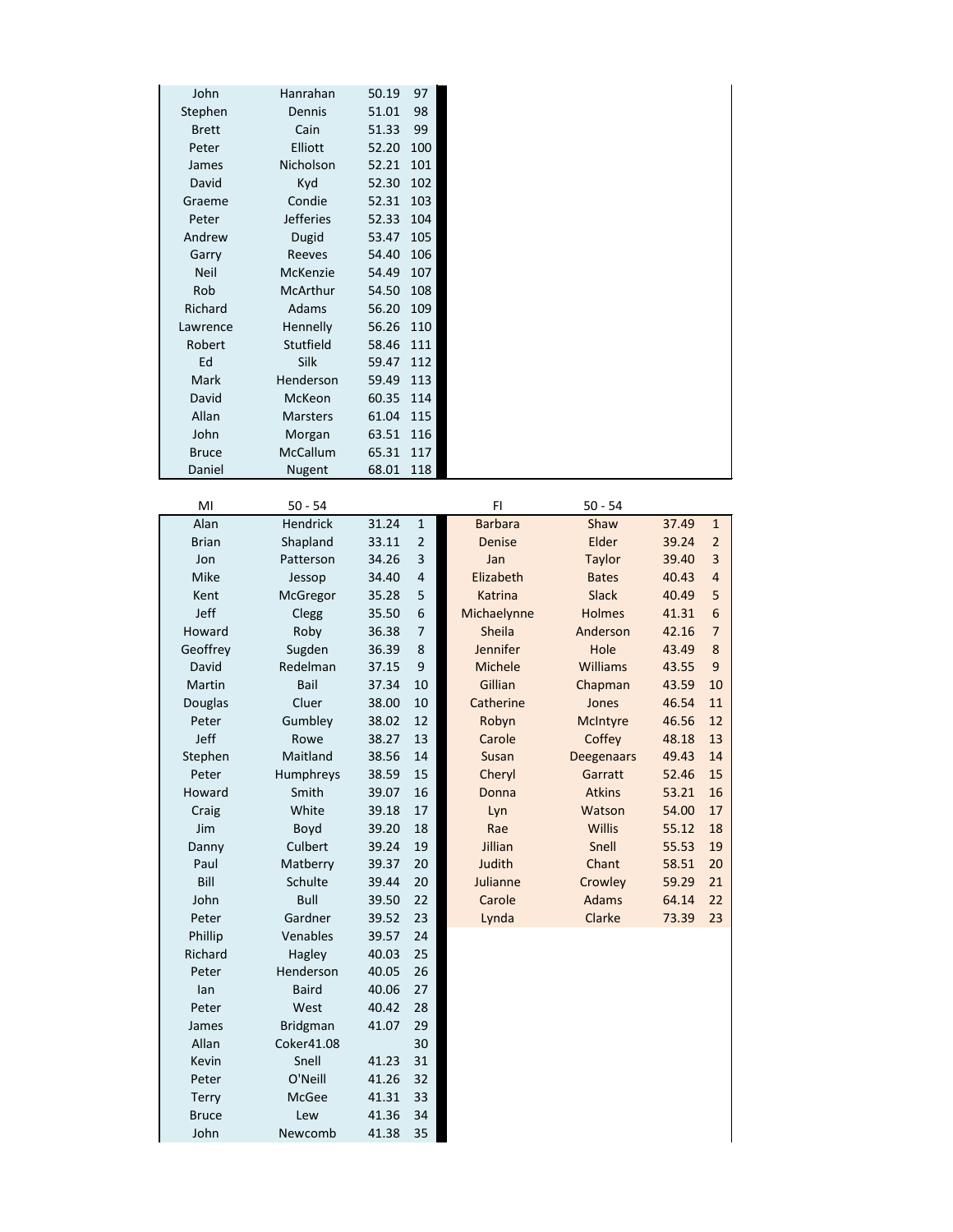| | | | |
|---|---|---|---|
| John | Hanrahan | 50.19 | 97 |
| Stephen | Dennis | 51.01 | 98 |
| Brett | Cain | 51.33 | 99 |
| Peter | Elliott | 52.20 | 100 |
| James | Nicholson | 52.21 | 101 |
| David | Kyd | 52.30 | 102 |
| Graeme | Condie | 52.31 | 103 |
| Peter | Jefferies | 52.33 | 104 |
| Andrew | Dugid | 53.47 | 105 |
| Garry | Reeves | 54.40 | 106 |
| Neil | McKenzie | 54.49 | 107 |
| Rob | McArthur | 54.50 | 108 |
| Richard | Adams | 56.20 | 109 |
| Lawrence | Hennelly | 56.26 | 110 |
| Robert | Stutfield | 58.46 | 111 |
| Ed | Silk | 59.47 | 112 |
| Mark | Henderson | 59.49 | 113 |
| David | McKeon | 60.35 | 114 |
| Allan | Marsters | 61.04 | 115 |
| John | Morgan | 63.51 | 116 |
| Bruce | McCallum | 65.31 | 117 |
| Daniel | Nugent | 68.01 | 118 |

| MI | 50 - 54 | | |
|---|---|---|---|
| Alan | Hendrick | 31.24 | 1 |
| Brian | Shapland | 33.11 | 2 |
| Jon | Patterson | 34.26 | 3 |
| Mike | Jessop | 34.40 | 4 |
| Kent | McGregor | 35.28 | 5 |
| Jeff | Clegg | 35.50 | 6 |
| Howard | Roby | 36.38 | 7 |
| Geoffrey | Sugden | 36.39 | 8 |
| David | Redelman | 37.15 | 9 |
| Martin | Bail | 37.34 | 10 |
| Douglas | Cluer | 38.00 | 10 |
| Peter | Gumbley | 38.02 | 12 |
| Jeff | Rowe | 38.27 | 13 |
| Stephen | Maitland | 38.56 | 14 |
| Peter | Humphreys | 38.59 | 15 |
| Howard | Smith | 39.07 | 16 |
| Craig | White | 39.18 | 17 |
| Jim | Boyd | 39.20 | 18 |
| Danny | Culbert | 39.24 | 19 |
| Paul | Matberry | 39.37 | 20 |
| Bill | Schulte | 39.44 | 20 |
| John | Bull | 39.50 | 22 |
| Peter | Gardner | 39.52 | 23 |
| Phillip | Venables | 39.57 | 24 |
| Richard | Hagley | 40.03 | 25 |
| Peter | Henderson | 40.05 | 26 |
| Ian | Baird | 40.06 | 27 |
| Peter | West | 40.42 | 28 |
| James | Bridgman | 41.07 | 29 |
| Allan | Coker41.08 | | 30 |
| Kevin | Snell | 41.23 | 31 |
| Peter | O'Neill | 41.26 | 32 |
| Terry | McGee | 41.31 | 33 |
| Bruce | Lew | 41.36 | 34 |
| John | Newcomb | 41.38 | 35 |

| FI | 50 - 54 | | |
|---|---|---|---|
| Barbara | Shaw | 37.49 | 1 |
| Denise | Elder | 39.24 | 2 |
| Jan | Taylor | 39.40 | 3 |
| Elizabeth | Bates | 40.43 | 4 |
| Katrina | Slack | 40.49 | 5 |
| Michaelynne | Holmes | 41.31 | 6 |
| Sheila | Anderson | 42.16 | 7 |
| Jennifer | Hole | 43.49 | 8 |
| Michele | Williams | 43.55 | 9 |
| Gillian | Chapman | 43.59 | 10 |
| Catherine | Jones | 46.54 | 11 |
| Robyn | McIntyre | 46.56 | 12 |
| Carole | Coffey | 48.18 | 13 |
| Susan | Deegenaars | 49.43 | 14 |
| Cheryl | Garratt | 52.46 | 15 |
| Donna | Atkins | 53.21 | 16 |
| Lyn | Watson | 54.00 | 17 |
| Rae | Willis | 55.12 | 18 |
| Jillian | Snell | 55.53 | 19 |
| Judith | Chant | 58.51 | 20 |
| Julianne | Crowley | 59.29 | 21 |
| Carole | Adams | 64.14 | 22 |
| Lynda | Clarke | 73.39 | 23 |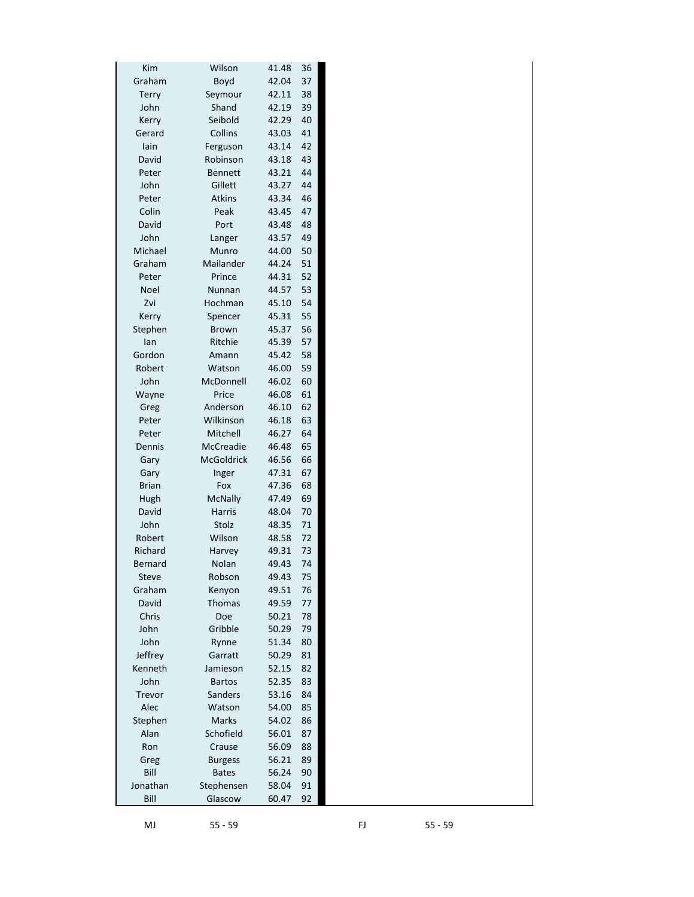| | | | |
|---|---|---|---|
| Kim | Wilson | 41.48 | 36 |
| Graham | Boyd | 42.04 | 37 |
| Terry | Seymour | 42.11 | 38 |
| John | Shand | 42.19 | 39 |
| Kerry | Seibold | 42.29 | 40 |
| Gerard | Collins | 43.03 | 41 |
| Iain | Ferguson | 43.14 | 42 |
| David | Robinson | 43.18 | 43 |
| Peter | Bennett | 43.21 | 44 |
| John | Gillett | 43.27 | 44 |
| Peter | Atkins | 43.34 | 46 |
| Colin | Peak | 43.45 | 47 |
| David | Port | 43.48 | 48 |
| John | Langer | 43.57 | 49 |
| Michael | Munro | 44.00 | 50 |
| Graham | Mailander | 44.24 | 51 |
| Peter | Prince | 44.31 | 52 |
| Noel | Nunnan | 44.57 | 53 |
| Zvi | Hochman | 45.10 | 54 |
| Kerry | Spencer | 45.31 | 55 |
| Stephen | Brown | 45.37 | 56 |
| Ian | Ritchie | 45.39 | 57 |
| Gordon | Amann | 45.42 | 58 |
| Robert | Watson | 46.00 | 59 |
| John | McDonnell | 46.02 | 60 |
| Wayne | Price | 46.08 | 61 |
| Greg | Anderson | 46.10 | 62 |
| Peter | Wilkinson | 46.18 | 63 |
| Peter | Mitchell | 46.27 | 64 |
| Dennis | McCreadie | 46.48 | 65 |
| Gary | McGoldrick | 46.56 | 66 |
| Gary | Inger | 47.31 | 67 |
| Brian | Fox | 47.36 | 68 |
| Hugh | McNally | 47.49 | 69 |
| David | Harris | 48.04 | 70 |
| John | Stolz | 48.35 | 71 |
| Robert | Wilson | 48.58 | 72 |
| Richard | Harvey | 49.31 | 73 |
| Bernard | Nolan | 49.43 | 74 |
| Steve | Robson | 49.43 | 75 |
| Graham | Kenyon | 49.51 | 76 |
| David | Thomas | 49.59 | 77 |
| Chris | Doe | 50.21 | 78 |
| John | Gribble | 50.29 | 79 |
| John | Rynne | 51.34 | 80 |
| Jeffrey | Garratt | 50.29 | 81 |
| Kenneth | Jamieson | 52.15 | 82 |
| John | Bartos | 52.35 | 83 |
| Trevor | Sanders | 53.16 | 84 |
| Alec | Watson | 54.00 | 85 |
| Stephen | Marks | 54.02 | 86 |
| Alan | Schofield | 56.01 | 87 |
| Ron | Crause | 56.09 | 88 |
| Greg | Burgess | 56.21 | 89 |
| Bill | Bates | 56.24 | 90 |
| Jonathan | Stephensen | 58.04 | 91 |
| Bill | Glascow | 60.47 | 92 |

MJ 55 - 59

FJ 55 - 59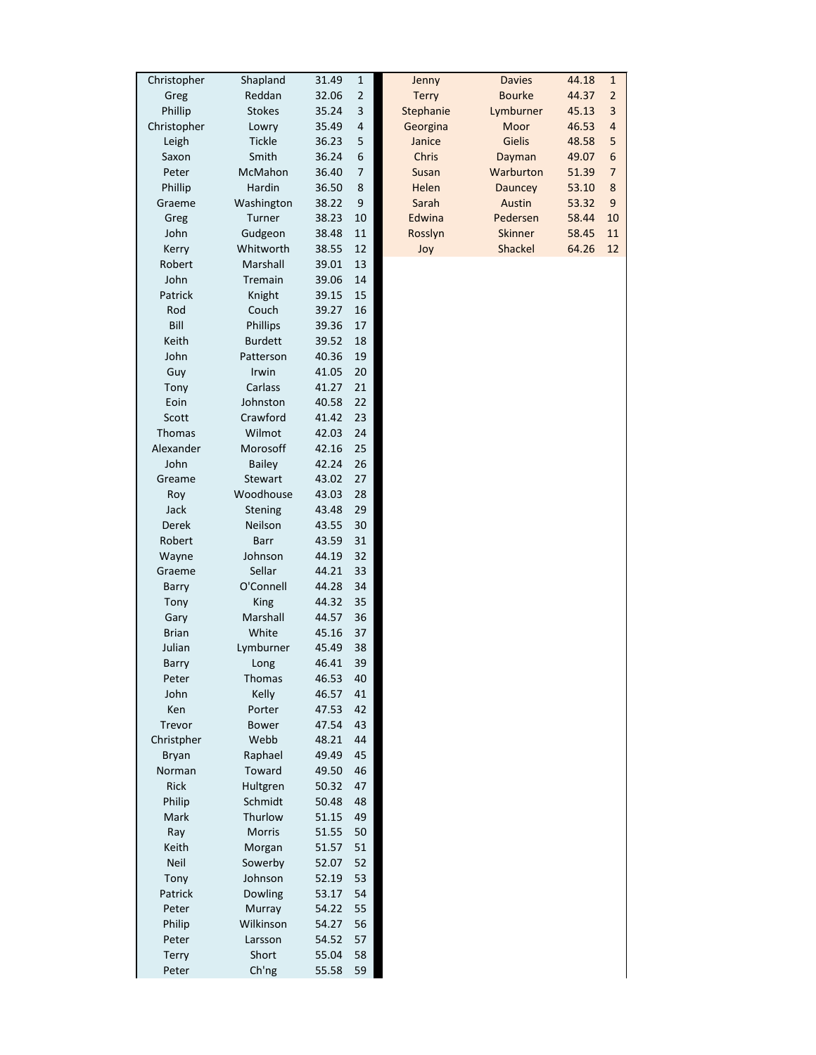| | | | |
|---|---|---|---|
| Christopher | Shapland | 31.49 | 1 |
| Greg | Reddan | 32.06 | 2 |
| Phillip | Stokes | 35.24 | 3 |
| Christopher | Lowry | 35.49 | 4 |
| Leigh | Tickle | 36.23 | 5 |
| Saxon | Smith | 36.24 | 6 |
| Peter | McMahon | 36.40 | 7 |
| Phillip | Hardin | 36.50 | 8 |
| Graeme | Washington | 38.22 | 9 |
| Greg | Turner | 38.23 | 10 |
| John | Gudgeon | 38.48 | 11 |
| Kerry | Whitworth | 38.55 | 12 |
| Robert | Marshall | 39.01 | 13 |
| John | Tremain | 39.06 | 14 |
| Patrick | Knight | 39.15 | 15 |
| Rod | Couch | 39.27 | 16 |
| Bill | Phillips | 39.36 | 17 |
| Keith | Burdett | 39.52 | 18 |
| John | Patterson | 40.36 | 19 |
| Guy | Irwin | 41.05 | 20 |
| Tony | Carlass | 41.27 | 21 |
| Eoin | Johnston | 40.58 | 22 |
| Scott | Crawford | 41.42 | 23 |
| Thomas | Wilmot | 42.03 | 24 |
| Alexander | Morosoff | 42.16 | 25 |
| John | Bailey | 42.24 | 26 |
| Greame | Stewart | 43.02 | 27 |
| Roy | Woodhouse | 43.03 | 28 |
| Jack | Stening | 43.48 | 29 |
| Derek | Neilson | 43.55 | 30 |
| Robert | Barr | 43.59 | 31 |
| Wayne | Johnson | 44.19 | 32 |
| Graeme | Sellar | 44.21 | 33 |
| Barry | O'Connell | 44.28 | 34 |
| Tony | King | 44.32 | 35 |
| Gary | Marshall | 44.57 | 36 |
| Brian | White | 45.16 | 37 |
| Julian | Lymburner | 45.49 | 38 |
| Barry | Long | 46.41 | 39 |
| Peter | Thomas | 46.53 | 40 |
| John | Kelly | 46.57 | 41 |
| Ken | Porter | 47.53 | 42 |
| Trevor | Bower | 47.54 | 43 |
| Christpher | Webb | 48.21 | 44 |
| Bryan | Raphael | 49.49 | 45 |
| Norman | Toward | 49.50 | 46 |
| Rick | Hultgren | 50.32 | 47 |
| Philip | Schmidt | 50.48 | 48 |
| Mark | Thurlow | 51.15 | 49 |
| Ray | Morris | 51.55 | 50 |
| Keith | Morgan | 51.57 | 51 |
| Neil | Sowerby | 52.07 | 52 |
| Tony | Johnson | 52.19 | 53 |
| Patrick | Dowling | 53.17 | 54 |
| Peter | Murray | 54.22 | 55 |
| Philip | Wilkinson | 54.27 | 56 |
| Peter | Larsson | 54.52 | 57 |
| Terry | Short | 55.04 | 58 |
| Peter | Ch'ng | 55.58 | 59 |

| | | | |
|---|---|---|---|
| Jenny | Davies | 44.18 | 1 |
| Terry | Bourke | 44.37 | 2 |
| Stephanie | Lymburner | 45.13 | 3 |
| Georgina | Moor | 46.53 | 4 |
| Janice | Gielis | 48.58 | 5 |
| Chris | Dayman | 49.07 | 6 |
| Susan | Warburton | 51.39 | 7 |
| Helen | Dauncey | 53.10 | 8 |
| Sarah | Austin | 53.32 | 9 |
| Edwina | Pedersen | 58.44 | 10 |
| Rosslyn | Skinner | 58.45 | 11 |
| Joy | Shackel | 64.26 | 12 |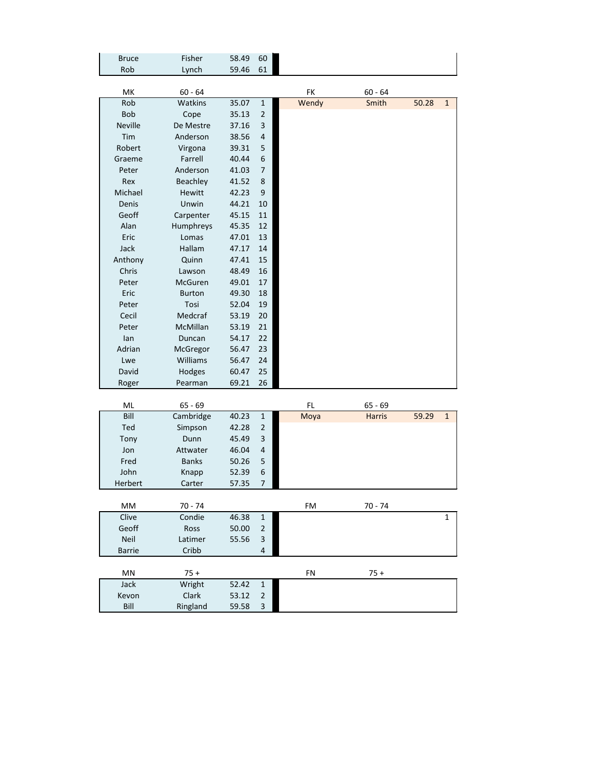| | | | | | | | | |
|---|---|---|---|---|---|---|---|---|
| Bruce | Fisher | 58.49 | 60 | | | | | |
| Rob | Lynch | 59.46 | 61 | | | | | |

| MK | 60 - 64 | | | | FK | 60 - 64 | | |
|---|---|---|---|---|---|---|---|---|
| Rob | Watkins | 35.07 | 1 | | Wendy | Smith | 50.28 | 1 |
| Bob | Cope | 35.13 | 2 | | | | | |
| Neville | De Mestre | 37.16 | 3 | | | | | |
| Tim | Anderson | 38.56 | 4 | | | | | |
| Robert | Virgona | 39.31 | 5 | | | | | |
| Graeme | Farrell | 40.44 | 6 | | | | | |
| Peter | Anderson | 41.03 | 7 | | | | | |
| Rex | Beachley | 41.52 | 8 | | | | | |
| Michael | Hewitt | 42.23 | 9 | | | | | |
| Denis | Unwin | 44.21 | 10 | | | | | |
| Geoff | Carpenter | 45.15 | 11 | | | | | |
| Alan | Humphreys | 45.35 | 12 | | | | | |
| Eric | Lomas | 47.01 | 13 | | | | | |
| Jack | Hallam | 47.17 | 14 | | | | | |
| Anthony | Quinn | 47.41 | 15 | | | | | |
| Chris | Lawson | 48.49 | 16 | | | | | |
| Peter | McGuren | 49.01 | 17 | | | | | |
| Eric | Burton | 49.30 | 18 | | | | | |
| Peter | Tosi | 52.04 | 19 | | | | | |
| Cecil | Medcraf | 53.19 | 20 | | | | | |
| Peter | McMillan | 53.19 | 21 | | | | | |
| Ian | Duncan | 54.17 | 22 | | | | | |
| Adrian | McGregor | 56.47 | 23 | | | | | |
| Lwe | Williams | 56.47 | 24 | | | | | |
| David | Hodges | 60.47 | 25 | | | | | |
| Roger | Pearman | 69.21 | 26 | | | | | |

| ML | 65 - 69 | | | | FL | 65 - 69 | | |
|---|---|---|---|---|---|---|---|---|
| Bill | Cambridge | 40.23 | 1 | | Moya | Harris | 59.29 | 1 |
| Ted | Simpson | 42.28 | 2 | | | | | |
| Tony | Dunn | 45.49 | 3 | | | | | |
| Jon | Attwater | 46.04 | 4 | | | | | |
| Fred | Banks | 50.26 | 5 | | | | | |
| John | Knapp | 52.39 | 6 | | | | | |
| Herbert | Carter | 57.35 | 7 | | | | | |

| MM | 70 - 74 | | | | FM | 70 - 74 | | |
|---|---|---|---|---|---|---|---|---|
| Clive | Condie | 46.38 | 1 | | | | | 1 |
| Geoff | Ross | 50.00 | 2 | | | | | |
| Neil | Latimer | 55.56 | 3 | | | | | |
| Barrie | Cribb | | 4 | | | | | |

| MN | 75 + | | | | FN | 75 + | | |
|---|---|---|---|---|---|---|---|---|
| Jack | Wright | 52.42 | 1 | | | | | |
| Kevon | Clark | 53.12 | 2 | | | | | |
| Bill | Ringland | 59.58 | 3 | | | | | |